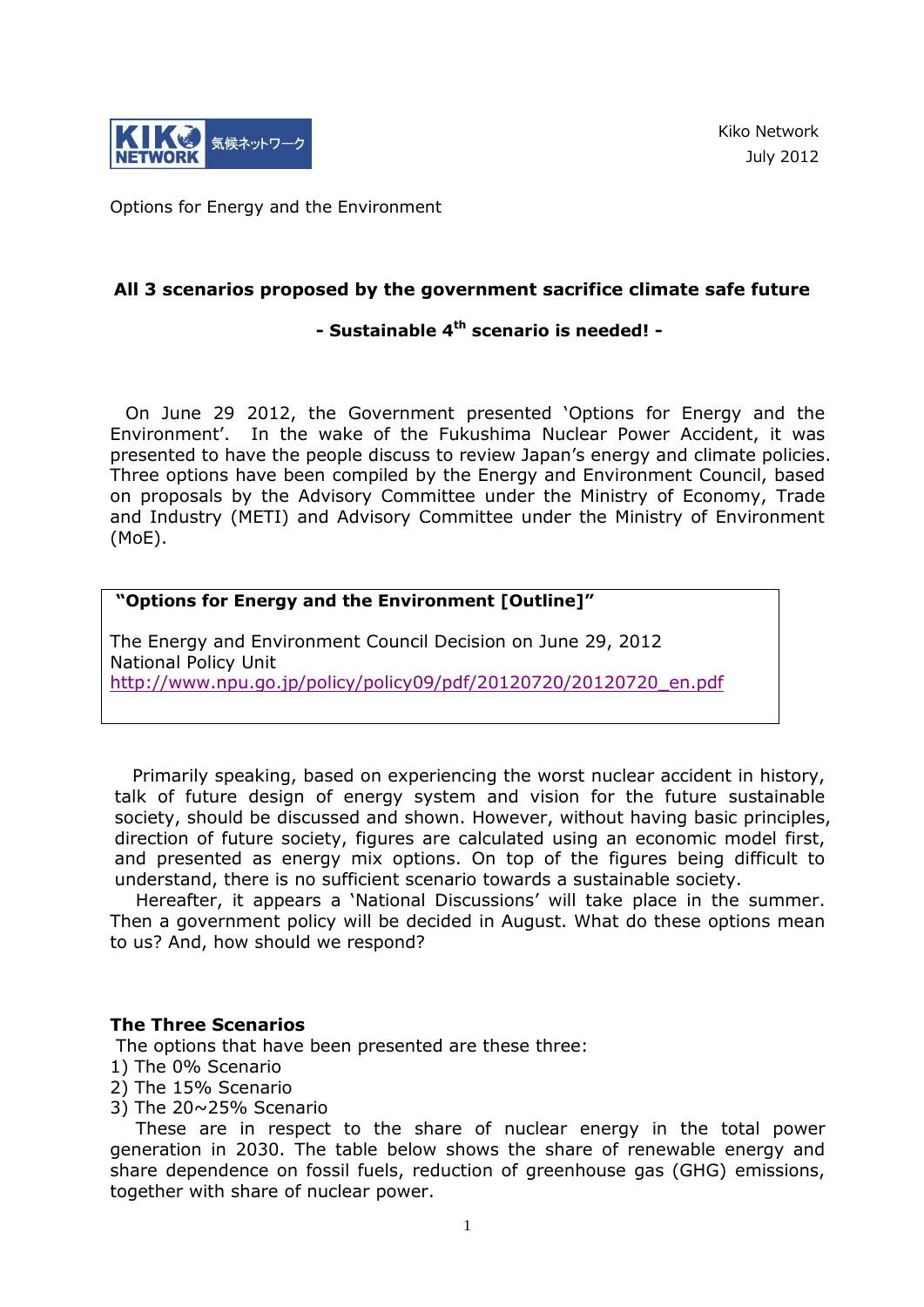KIKO NETWORK 気候ネットワーク

Kiko Network
July 2012

Options for Energy and the Environment

## All 3 scenarios proposed by the government sacrifice climate safe future

### - Sustainable 4th scenario is needed! -

On June 29 2012, the Government presented 'Options for Energy and the Environment'. In the wake of the Fukushima Nuclear Power Accident, it was presented to have the people discuss to review Japan's energy and climate policies. Three options have been compiled by the Energy and Environment Council, based on proposals by the Advisory Committee under the Ministry of Economy, Trade and Industry (METI) and Advisory Committee under the Ministry of Environment (MoE).

> **"Options for Energy and the Environment [Outline]"**
>
> The Energy and Environment Council Decision on June 29, 2012
> National Policy Unit
> http://www.npu.go.jp/policy/policy09/pdf/20120720/20120720_en.pdf

Primarily speaking, based on experiencing the worst nuclear accident in history, talk of future design of energy system and vision for the future sustainable society, should be discussed and shown. However, without having basic principles, direction of future society, figures are calculated using an economic model first, and presented as energy mix options. On top of the figures being difficult to understand, there is no sufficient scenario towards a sustainable society.

Hereafter, it appears a 'National Discussions' will take place in the summer. Then a government policy will be decided in August. What do these options mean to us? And, how should we respond?

**The Three Scenarios**

The options that have been presented are these three:

1) The 0% Scenario
2) The 15% Scenario
3) The 20~25% Scenario

These are in respect to the share of nuclear energy in the total power generation in 2030. The table below shows the share of renewable energy and share dependence on fossil fuels, reduction of greenhouse gas (GHG) emissions, together with share of nuclear power.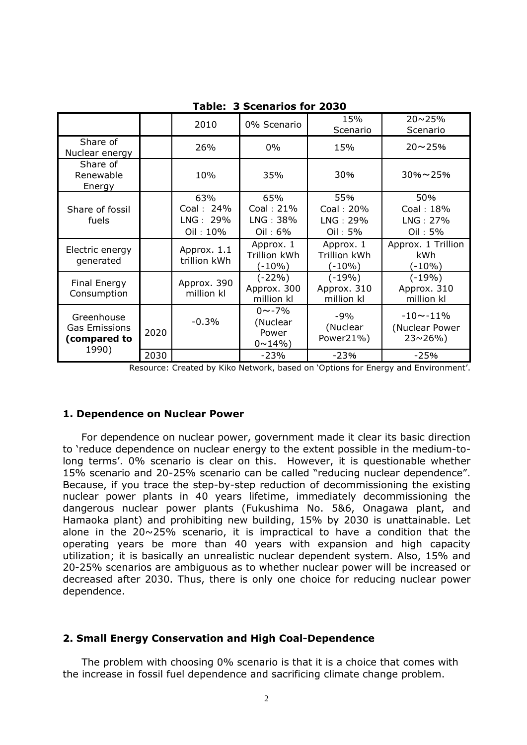**Table: 3 Scenarios for 2030**

| | | 2010 | 0% Scenario | 15% Scenario | 20～25% Scenario |
|---|---|---|---|---|---|
| Share of Nuclear energy | | 26% | 0% | 15% | 20～25% |
| Share of Renewable Energy | | 10% | 35% | 30% | 30%～25% |
| Share of fossil fuels | | 63%<br>Coal： 24%<br>LNG： 29%<br>Oil：10% | 65%<br>Coal：21%<br>LNG：38%<br>Oil：6% | 55%<br>Coal：20%<br>LNG：29%<br>Oil：5% | 50%<br>Coal：18%<br>LNG：27%<br>Oil：5% |
| Electric energy generated | | Approx. 1.1 trillion kWh | Approx. 1 Trillion kWh (-10%) | Approx. 1 Trillion kWh (-10%) | Approx. 1 Trillion kWh (-10%) |
| Final Energy Consumption | | Approx. 390 million kl | (-22%) Approx. 300 million kl | (-19%) Approx. 310 million kl | (-19%) Approx. 310 million kl |
| Greenhouse Gas Emissions **(compared to** 1990) | 2020 | -0.3% | 0～-7% (Nuclear Power 0~14%) | -9% (Nuclear Power21%) | -10～-11% (Nuclear Power 23~26%) |
| | 2030 | | -23% | -23% | -25% |

Resource: Created by Kiko Network, based on 'Options for Energy and Environment'.

## 1. Dependence on Nuclear Power

For dependence on nuclear power, government made it clear its basic direction to 'reduce dependence on nuclear energy to the extent possible in the medium-to-long terms'. 0% scenario is clear on this. However, it is questionable whether 15% scenario and 20-25% scenario can be called "reducing nuclear dependence". Because, if you trace the step-by-step reduction of decommissioning the existing nuclear power plants in 40 years lifetime, immediately decommissioning the dangerous nuclear power plants (Fukushima No. 5&6, Onagawa plant, and Hamaoka plant) and prohibiting new building, 15% by 2030 is unattainable. Let alone in the 20~25% scenario, it is impractical to have a condition that the operating years be more than 40 years with expansion and high capacity utilization; it is basically an unrealistic nuclear dependent system. Also, 15% and 20-25% scenarios are ambiguous as to whether nuclear power will be increased or decreased after 2030. Thus, there is only one choice for reducing nuclear power dependence.

## 2. Small Energy Conservation and High Coal-Dependence

The problem with choosing 0% scenario is that it is a choice that comes with the increase in fossil fuel dependence and sacrificing climate change problem.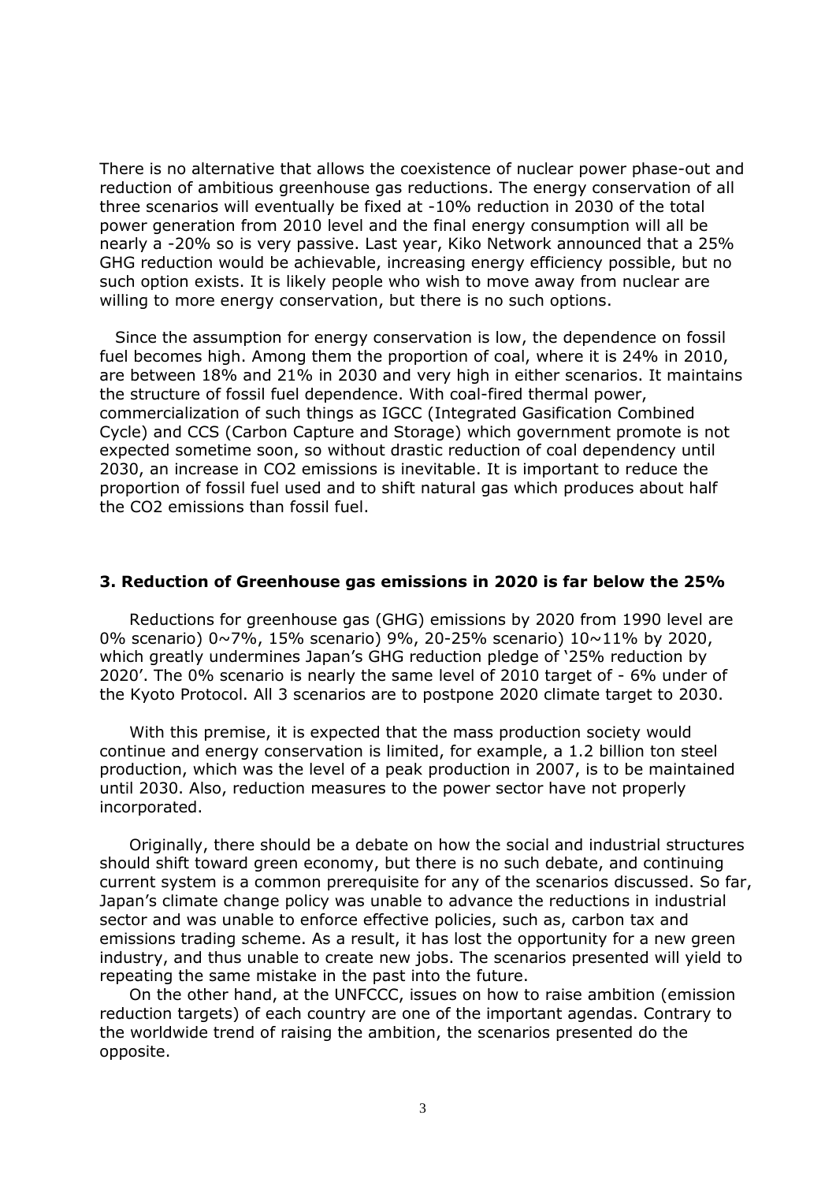There is no alternative that allows the coexistence of nuclear power phase-out and reduction of ambitious greenhouse gas reductions. The energy conservation of all three scenarios will eventually be fixed at -10% reduction in 2030 of the total power generation from 2010 level and the final energy consumption will all be nearly a -20% so is very passive. Last year, Kiko Network announced that a 25% GHG reduction would be achievable, increasing energy efficiency possible, but no such option exists. It is likely people who wish to move away from nuclear are willing to more energy conservation, but there is no such options.

Since the assumption for energy conservation is low, the dependence on fossil fuel becomes high. Among them the proportion of coal, where it is 24% in 2010, are between 18% and 21% in 2030 and very high in either scenarios. It maintains the structure of fossil fuel dependence. With coal-fired thermal power, commercialization of such things as IGCC (Integrated Gasification Combined Cycle) and CCS (Carbon Capture and Storage) which government promote is not expected sometime soon, so without drastic reduction of coal dependency until 2030, an increase in $CO_2$ emissions is inevitable. It is important to reduce the proportion of fossil fuel used and to shift natural gas which produces about half the $CO_2$ emissions than fossil fuel.

### 3. Reduction of Greenhouse gas emissions in 2020 is far below the 25%

Reductions for greenhouse gas (GHG) emissions by 2020 from 1990 level are 0% scenario) 0~7%, 15% scenario) 9%, 20-25% scenario) 10~11% by 2020, which greatly undermines Japan's GHG reduction pledge of '25% reduction by 2020'. The 0% scenario is nearly the same level of 2010 target of - 6% under of the Kyoto Protocol. All 3 scenarios are to postpone 2020 climate target to 2030.

With this premise, it is expected that the mass production society would continue and energy conservation is limited, for example, a 1.2 billion ton steel production, which was the level of a peak production in 2007, is to be maintained until 2030. Also, reduction measures to the power sector have not properly incorporated.

Originally, there should be a debate on how the social and industrial structures should shift toward green economy, but there is no such debate, and continuing current system is a common prerequisite for any of the scenarios discussed. So far, Japan's climate change policy was unable to advance the reductions in industrial sector and was unable to enforce effective policies, such as, carbon tax and emissions trading scheme. As a result, it has lost the opportunity for a new green industry, and thus unable to create new jobs. The scenarios presented will yield to repeating the same mistake in the past into the future.

On the other hand, at the UNFCCC, issues on how to raise ambition (emission reduction targets) of each country are one of the important agendas. Contrary to the worldwide trend of raising the ambition, the scenarios presented do the opposite.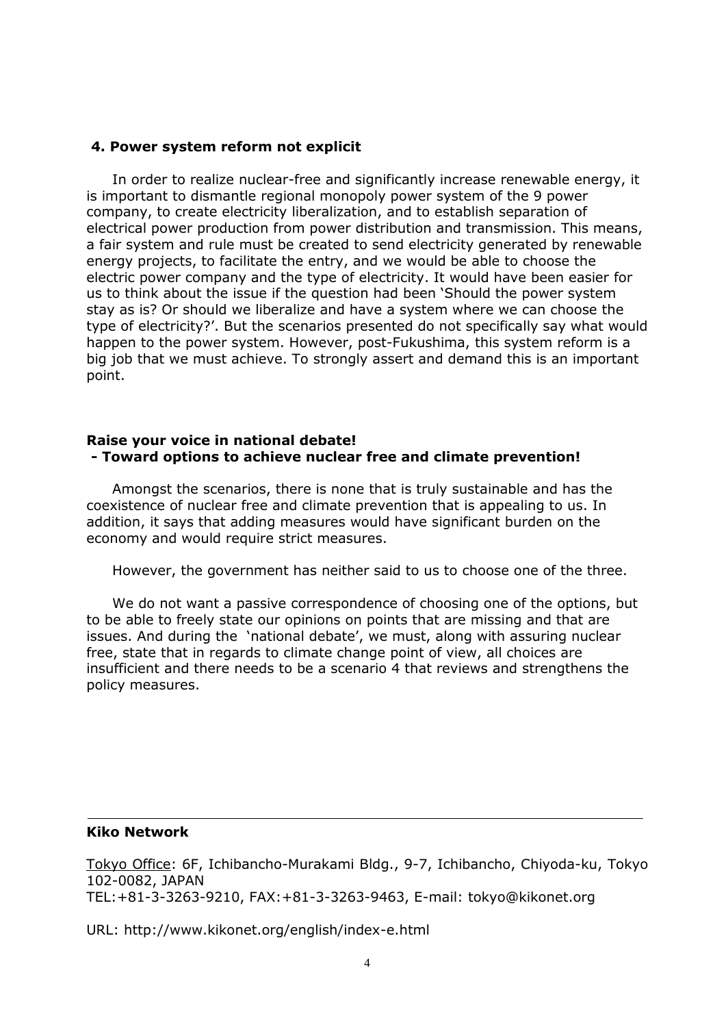## 4. Power system reform not explicit

In order to realize nuclear-free and significantly increase renewable energy, it is important to dismantle regional monopoly power system of the 9 power company, to create electricity liberalization, and to establish separation of electrical power production from power distribution and transmission. This means, a fair system and rule must be created to send electricity generated by renewable energy projects, to facilitate the entry, and we would be able to choose the electric power company and the type of electricity. It would have been easier for us to think about the issue if the question had been 'Should the power system stay as is? Or should we liberalize and have a system where we can choose the type of electricity?'. But the scenarios presented do not specifically say what would happen to the power system. However, post-Fukushima, this system reform is a big job that we must achieve. To strongly assert and demand this is an important point.

## Raise your voice in national debate!
## - Toward options to achieve nuclear free and climate prevention!

Amongst the scenarios, there is none that is truly sustainable and has the coexistence of nuclear free and climate prevention that is appealing to us. In addition, it says that adding measures would have significant burden on the economy and would require strict measures.

However, the government has neither said to us to choose one of the three.

We do not want a passive correspondence of choosing one of the options, but to be able to freely state our opinions on points that are missing and that are issues. And during the 'national debate', we must, along with assuring nuclear free, state that in regards to climate change point of view, all choices are insufficient and there needs to be a scenario 4 that reviews and strengthens the policy measures.

---

**Kiko Network**

Tokyo Office: 6F, Ichibancho-Murakami Bldg., 9-7, Ichibancho, Chiyoda-ku, Tokyo 102-0082, JAPAN
TEL:+81-3-3263-9210, FAX:+81-3-3263-9463, E-mail: tokyo@kikonet.org

URL: http://www.kikonet.org/english/index-e.html